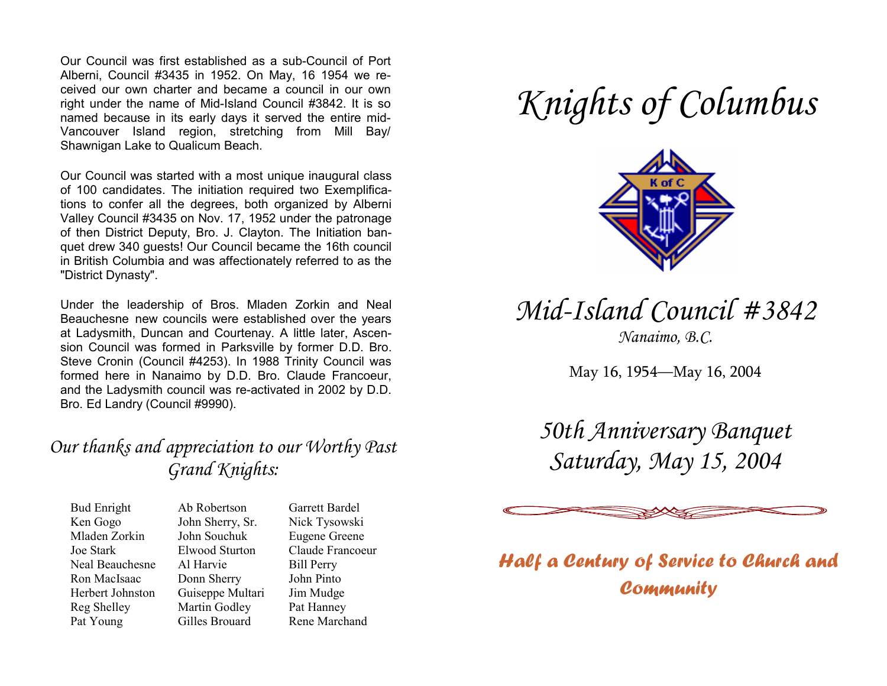Our Council was first established as a sub-Council of Port Alberni, Council #3435 in 1952. On May, 16 1954 we received our own charter and became a council in our own right under the name of Mid-Island Council #3842. It is so named because in its early days it served the entire mid-Vancouver Island region, stretching from Mill Bay/ Shawnigan Lake to Qualicum Beach.

Our Council was started with a most unique inaugural class of 100 candidates. The initiation required two Exemplifications to confer all the degrees, both organized by Alberni Valley Council #3435 on Nov. 17, 1952 under the patronage of then District Deputy, Bro. J. Clayton. The Initiation banquet drew 340 guests! Our Council became the 16th council in British Columbia and was affectionately referred to as the "District Dynasty".

Under the leadership of Bros. Mladen Zorkin and Neal Beauchesne new councils were established over the years at Ladysmith, Duncan and Courtenay. A little later, Ascension Council was formed in Parksville by former D.D. Bro. Steve Cronin (Council #4253). In 1988 Trinity Council was formed here in Nanaimo by D.D. Bro. Claude Francoeur, and the Ladysmith council was re-activated in 2002 by D.D. Bro. Ed Landry (Council #9990).

## *Our thanks and appreciation to our Worthy Past Grand Knights:*

| | | |
|---|---|---|
| Bud Enright | Ab Robertson | Garrett Bardel |
| Ken Gogo | John Sherry, Sr. | Nick Tysowski |
| Mladen Zorkin | John Souchuk | Eugene Greene |
| Joe Stark | Elwood Sturton | Claude Francoeur |
| Neal Beauchesne | Al Harvie | Bill Perry |
| Ron MacIsaac | Donn Sherry | John Pinto |
| Herbert Johnston | Guiseppe Multari | Jim Mudge |
| Reg Shelley | Martin Godley | Pat Hanney |
| Pat Young | Gilles Brouard | Rene Marchand |

# *Knights of Columbus*

K of C

## *Mid-Island Council #3842*

*Nanaimo, B.C.*

May 16, 1954—May 16, 2004

## *50th Anniversary Banquet Saturday, May 15, 2004*

***Half a Century of Service to Church and Community***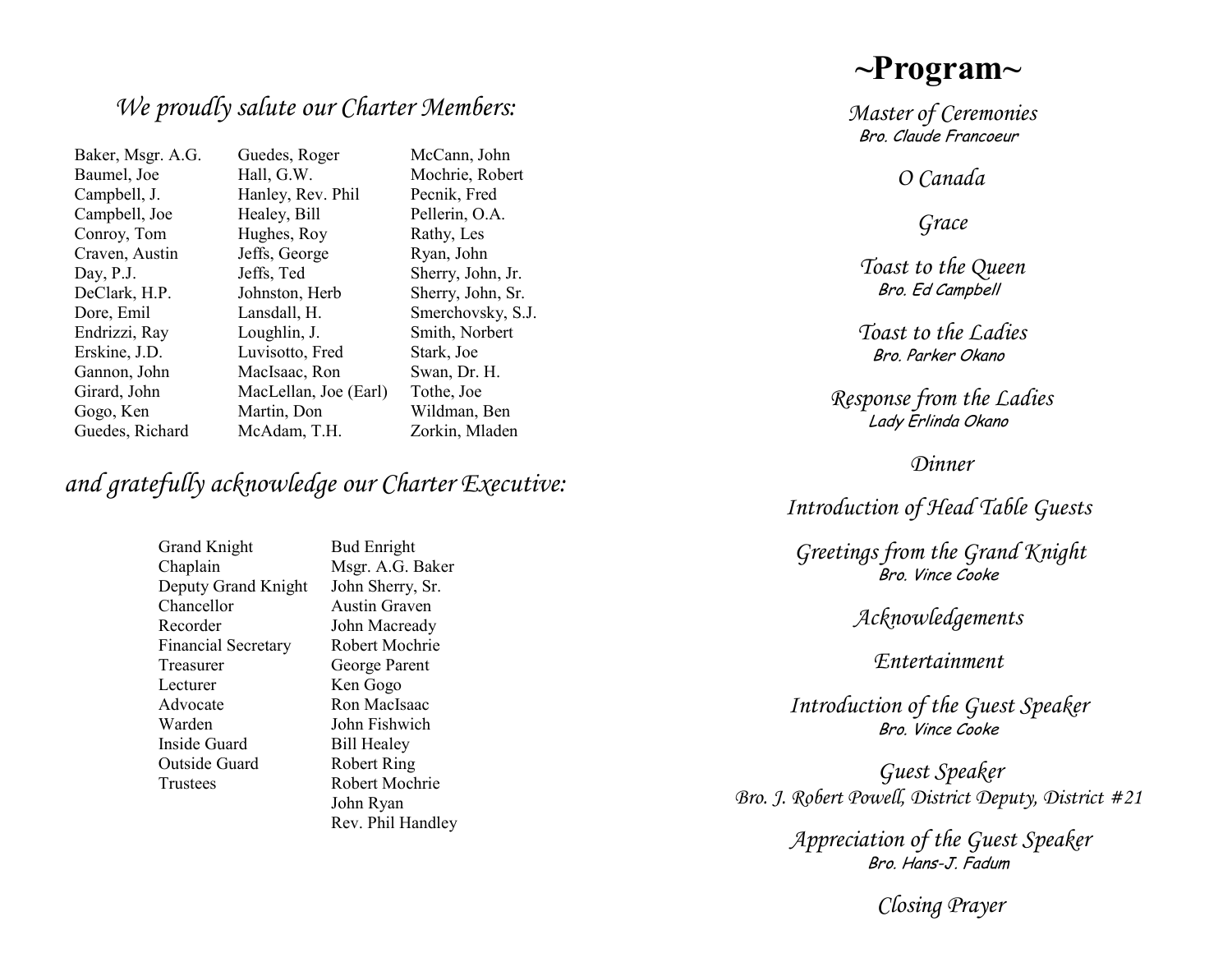*We proudly salute our Charter Members:*

| | | |
|---|---|---|
| Baker, Msgr. A.G. | Guedes, Roger | McCann, John |
| Baumel, Joe | Hall, G.W. | Mochrie, Robert |
| Campbell, J. | Hanley, Rev. Phil | Pecnik, Fred |
| Campbell, Joe | Healey, Bill | Pellerin, O.A. |
| Conroy, Tom | Hughes, Roy | Rathy, Les |
| Craven, Austin | Jeffs, George | Ryan, John |
| Day, P.J. | Jeffs, Ted | Sherry, John, Jr. |
| DeClark, H.P. | Johnston, Herb | Sherry, John, Sr. |
| Dore, Emil | Lansdall, H. | Smerchovsky, S.J. |
| Endrizzi, Ray | Loughlin, J. | Smith, Norbert |
| Erskine, J.D. | Luvisotto, Fred | Stark, Joe |
| Gannon, John | MacIsaac, Ron | Swan, Dr. H. |
| Girard, John | MacLellan, Joe (Earl) | Tothe, Joe |
| Gogo, Ken | Martin, Don | Wildman, Ben |
| Guedes, Richard | McAdam, T.H. | Zorkin, Mladen |

*and gratefully acknowledge our Charter Executive:*

| | |
|---|---|
| Grand Knight | Bud Enright |
| Chaplain | Msgr. A.G. Baker |
| Deputy Grand Knight | John Sherry, Sr. |
| Chancellor | Austin Graven |
| Recorder | John Macready |
| Financial Secretary | Robert Mochrie |
| Treasurer | George Parent |
| Lecturer | Ken Gogo |
| Advocate | Ron MacIsaac |
| Warden | John Fishwich |
| Inside Guard | Bill Healey |
| Outside Guard | Robert Ring |
| Trustees | Robert Mochrie |
| | John Ryan |
| | Rev. Phil Handley |

# ~Program~

*Master of Ceremonies*
*Bro. Claude Francoeur*

*O Canada*

*Grace*

*Toast to the Queen*
*Bro. Ed Campbell*

*Toast to the Ladies*
*Bro. Parker Okano*

*Response from the Ladies*
*Lady Erlinda Okano*

*Dinner*

*Introduction of Head Table Guests*

*Greetings from the Grand Knight*
*Bro. Vince Cooke*

*Acknowledgements*

*Entertainment*

*Introduction of the Guest Speaker*
*Bro. Vince Cooke*

*Guest Speaker*
*Bro. J. Robert Powell, District Deputy, District #21*

*Appreciation of the Guest Speaker*
*Bro. Hans-J. Fadum*

*Closing Prayer*